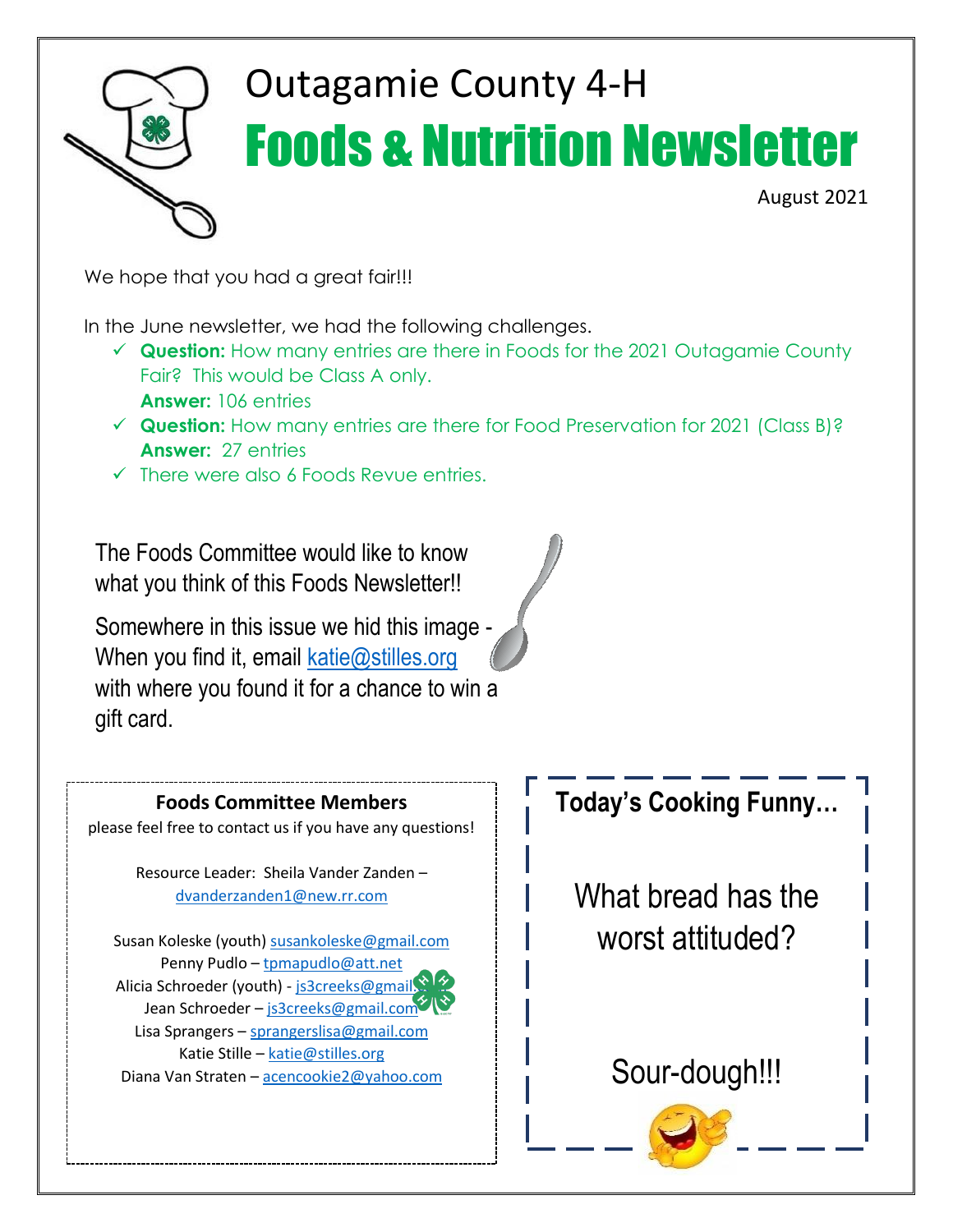# Outagamie County 4-H

# Foods & Nutrition Newsletter

August 2021

We hope that you had a great fair!!!

In the June newsletter, we had the following challenges.

- ✓ **Question:** How many entries are there in Foods for the 2021 Outagamie County Fair? This would be Class A only.
  **Answer:** 106 entries
- ✓ **Question:** How many entries are there for Food Preservation for 2021 (Class B)?
  **Answer:** 27 entries
- ✓ There were also 6 Foods Revue entries.

The Foods Committee would like to know what you think of this Foods Newsletter!!

Somewhere in this issue we hid this image - When you find it, email katie@stilles.org with where you found it for a chance to win a gift card.

**Foods Committee Members**

please feel free to contact us if you have any questions!

Resource Leader: Sheila Vander Zanden – dvanderzanden1@new.rr.com

Susan Koleske (youth) susankoleske@gmail.com
Penny Pudlo – tpmapudlo@att.net
Alicia Schroeder (youth) - js3creeks@gmail.com
Jean Schroeder – js3creeks@gmail.com
Lisa Sprangers – sprangerslisa@gmail.com
Katie Stille – katie@stilles.org
Diana Van Straten – acencookie2@yahoo.com

**Today's Cooking Funny…**

What bread has the worst attituded?

Sour-dough!!!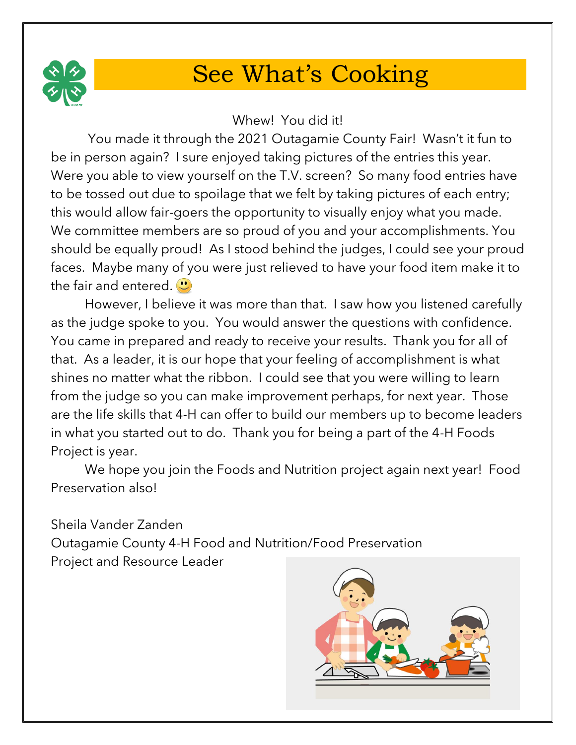# See What's Cooking

Whew! You did it!

You made it through the 2021 Outagamie County Fair! Wasn't it fun to be in person again? I sure enjoyed taking pictures of the entries this year. Were you able to view yourself on the T.V. screen? So many food entries have to be tossed out due to spoilage that we felt by taking pictures of each entry; this would allow fair-goers the opportunity to visually enjoy what you made. We committee members are so proud of you and your accomplishments. You should be equally proud! As I stood behind the judges, I could see your proud faces. Maybe many of you were just relieved to have your food item make it to the fair and entered. 🙂

However, I believe it was more than that. I saw how you listened carefully as the judge spoke to you. You would answer the questions with confidence. You came in prepared and ready to receive your results. Thank you for all of that. As a leader, it is our hope that your feeling of accomplishment is what shines no matter what the ribbon. I could see that you were willing to learn from the judge so you can make improvement perhaps, for next year. Those are the life skills that 4-H can offer to build our members up to become leaders in what you started out to do. Thank you for being a part of the 4-H Foods Project is year.

We hope you join the Foods and Nutrition project again next year! Food Preservation also!

Sheila Vander Zanden
Outagamie County 4-H Food and Nutrition/Food Preservation
Project and Resource Leader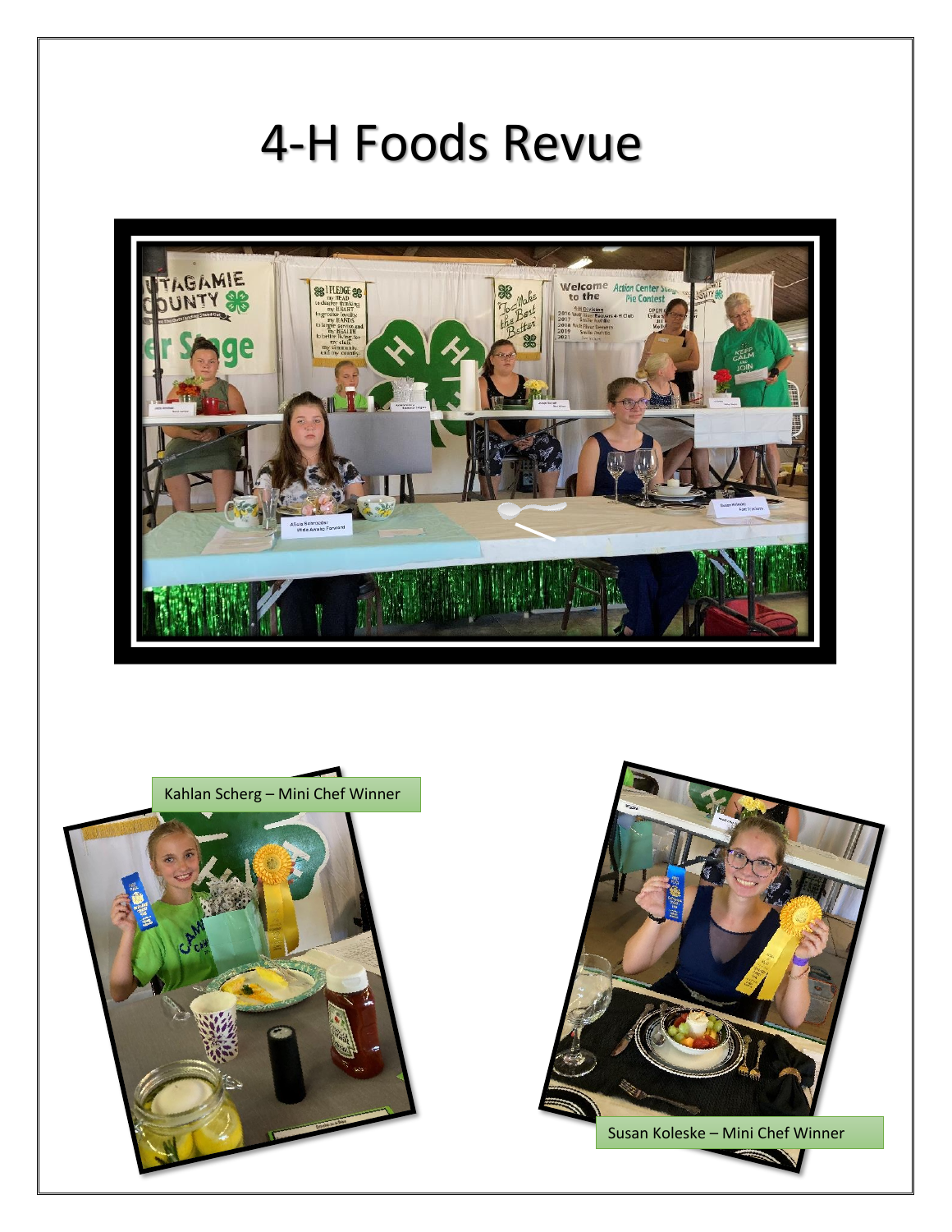# 4-H Foods Revue

Kahlan Scherg – Mini Chef Winner

Susan Koleske – Mini Chef Winner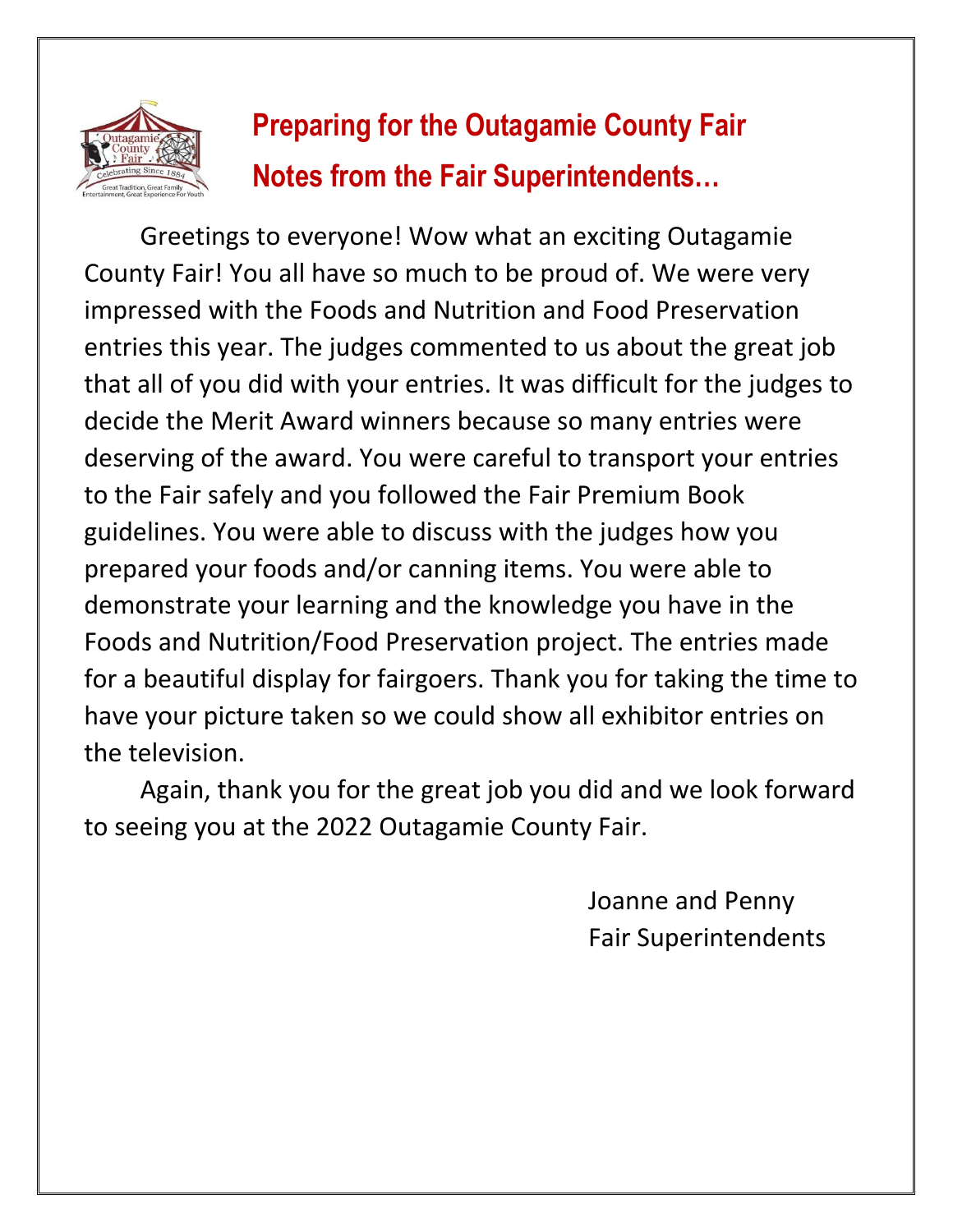# Preparing for the Outagamie County Fair

# Notes from the Fair Superintendents…

Greetings to everyone! Wow what an exciting Outagamie County Fair! You all have so much to be proud of. We were very impressed with the Foods and Nutrition and Food Preservation entries this year. The judges commented to us about the great job that all of you did with your entries. It was difficult for the judges to decide the Merit Award winners because so many entries were deserving of the award. You were careful to transport your entries to the Fair safely and you followed the Fair Premium Book guidelines. You were able to discuss with the judges how you prepared your foods and/or canning items. You were able to demonstrate your learning and the knowledge you have in the Foods and Nutrition/Food Preservation project. The entries made for a beautiful display for fairgoers. Thank you for taking the time to have your picture taken so we could show all exhibitor entries on the television.

Again, thank you for the great job you did and we look forward to seeing you at the 2022 Outagamie County Fair.

Joanne and Penny
Fair Superintendents